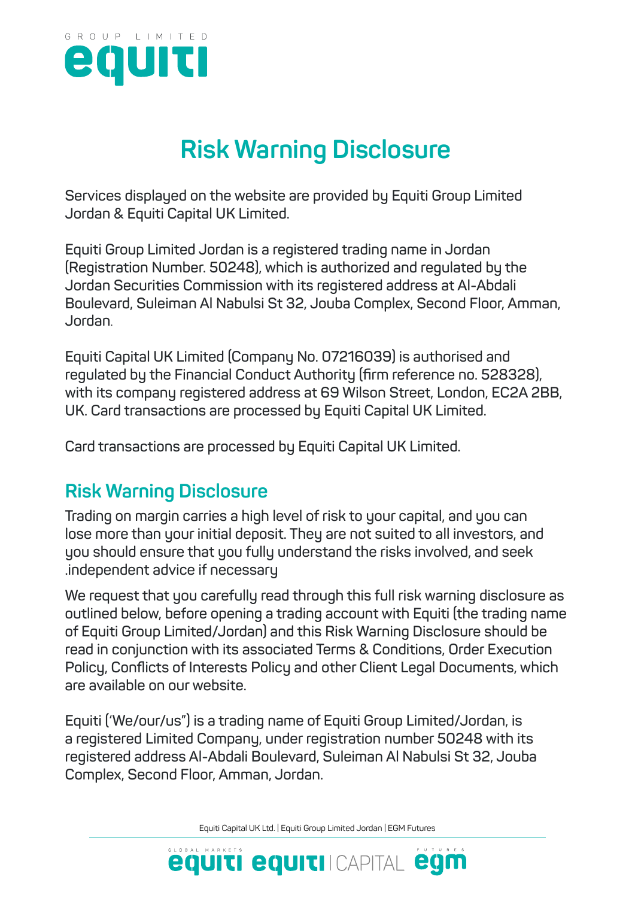# Risk Warning Disclosure

Services displayed on the website are provided by Equiti Group Limited Jordan & Equiti Capital UK Limited.

Equiti Group Limited Jordan is a registered trading name in Jordan (Registration Number. 50248), which is authorized and regulated by the Jordan Securities Commission with its registered address at Al-Abdali Boulevard, Suleiman Al Nabulsi St 32, Jouba Complex, Second Floor, Amman, Jordan.

Equiti Capital UK Limited (Company No. 07216039) is authorised and regulated by the Financial Conduct Authority (firm reference no. 528328), with its company registered address at 69 Wilson Street, London, EC2A 2BB, UK. Card transactions are processed by Equiti Capital UK Limited.

Card transactions are processed by Equiti Capital UK Limited.

## Risk Warning Disclosure

Trading on margin carries a high level of risk to your capital, and you can lose more than your initial deposit. They are not suited to all investors, and you should ensure that you fully understand the risks involved, and seek .independent advice if necessary

We request that you carefully read through this full risk warning disclosure as outlined below, before opening a trading account with Equiti (the trading name of Equiti Group Limited/Jordan) and this Risk Warning Disclosure should be read in conjunction with its associated Terms & Conditions, Order Execution Policy, Conflicts of Interests Policy and other Client Legal Documents, which are available on our website.

Equiti ('We/our/us") is a trading name of Equiti Group Limited/Jordan, is a registered Limited Company, under registration number 50248 with its registered address Al-Abdali Boulevard, Suleiman Al Nabulsi St 32, Jouba Complex, Second Floor, Amman, Jordan.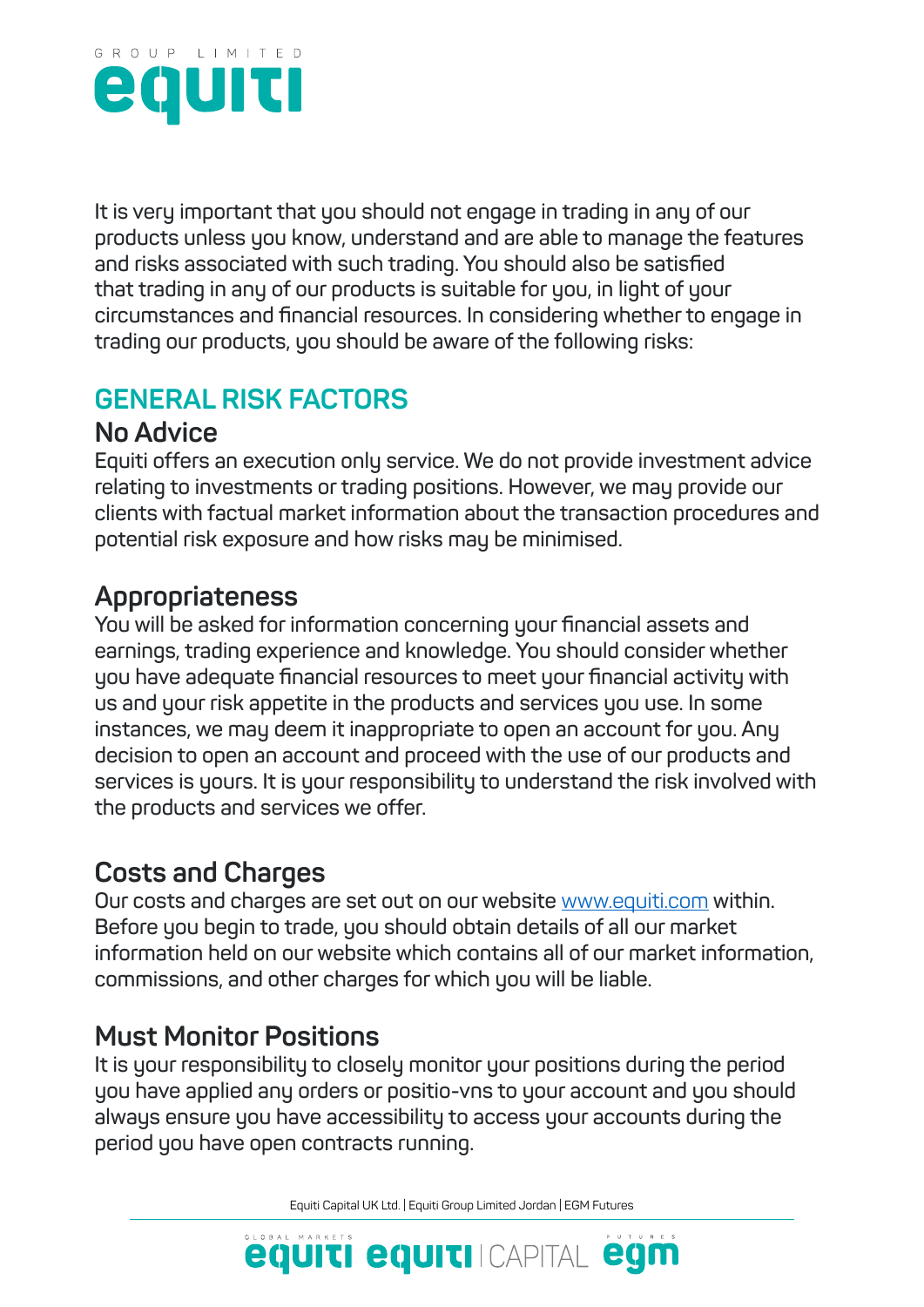It is very important that you should not engage in trading in any of our products unless you know, understand and are able to manage the features and risks associated with such trading. You should also be satisfied that trading in any of our products is suitable for you, in light of your circumstances and financial resources. In considering whether to engage in trading our products, you should be aware of the following risks:

## GENERAL RISK FACTORS

### No Advice

Equiti offers an execution only service. We do not provide investment advice relating to investments or trading positions. However, we may provide our clients with factual market information about the transaction procedures and potential risk exposure and how risks may be minimised.

### Appropriateness

You will be asked for information concerning your financial assets and earnings, trading experience and knowledge. You should consider whether you have adequate financial resources to meet your financial activity with us and your risk appetite in the products and services you use. In some instances, we may deem it inappropriate to open an account for you. Any decision to open an account and proceed with the use of our products and services is yours. It is your responsibility to understand the risk involved with the products and services we offer.

### Costs and Charges

Our costs and charges are set out on our website www.equiti.com within. Before you begin to trade, you should obtain details of all our market information held on our website which contains all of our market information, commissions, and other charges for which you will be liable.

### Must Monitor Positions

It is your responsibility to closely monitor your positions during the period you have applied any orders or positio-vns to your account and you should always ensure you have accessibility to access your accounts during the period you have open contracts running.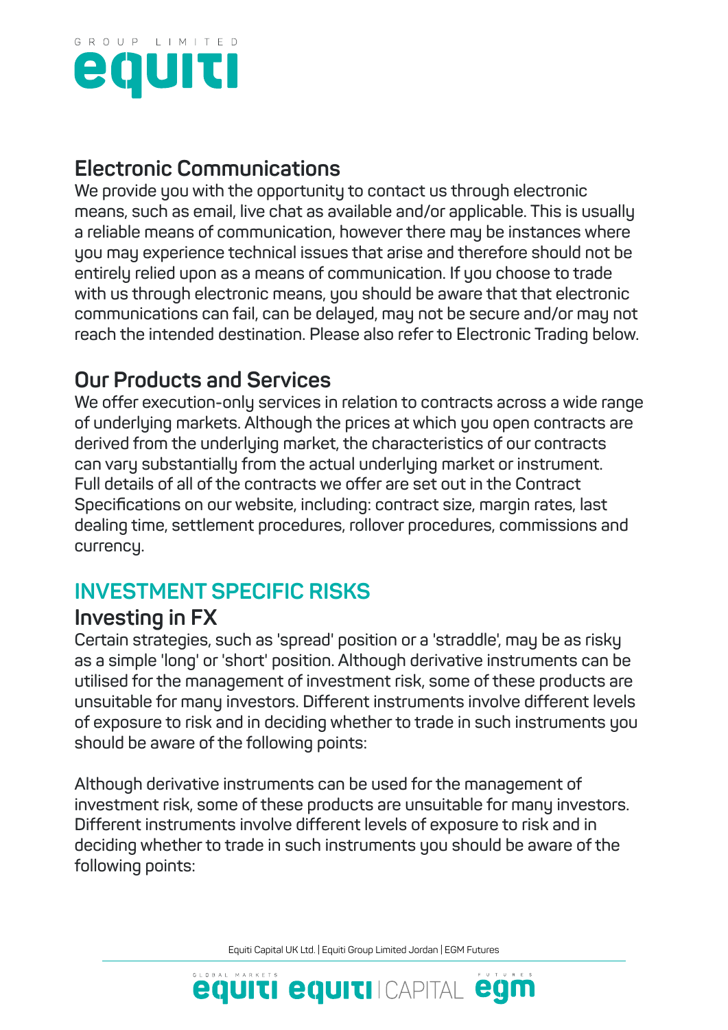## Electronic Communications

We provide you with the opportunity to contact us through electronic means, such as email, live chat as available and/or applicable. This is usually a reliable means of communication, however there may be instances where you may experience technical issues that arise and therefore should not be entirely relied upon as a means of communication. If you choose to trade with us through electronic means, you should be aware that that electronic communications can fail, can be delayed, may not be secure and/or may not reach the intended destination. Please also refer to Electronic Trading below.

## Our Products and Services

We offer execution-only services in relation to contracts across a wide range of underlying markets. Although the prices at which you open contracts are derived from the underlying market, the characteristics of our contracts can vary substantially from the actual underlying market or instrument. Full details of all of the contracts we offer are set out in the Contract Specifications on our website, including: contract size, margin rates, last dealing time, settlement procedures, rollover procedures, commissions and currency.

# INVESTMENT SPECIFIC RISKS

## Investing in FX

Certain strategies, such as 'spread' position or a 'straddle', may be as risky as a simple 'long' or 'short' position. Although derivative instruments can be utilised for the management of investment risk, some of these products are unsuitable for many investors. Different instruments involve different levels of exposure to risk and in deciding whether to trade in such instruments you should be aware of the following points:

Although derivative instruments can be used for the management of investment risk, some of these products are unsuitable for many investors. Different instruments involve different levels of exposure to risk and in deciding whether to trade in such instruments you should be aware of the following points: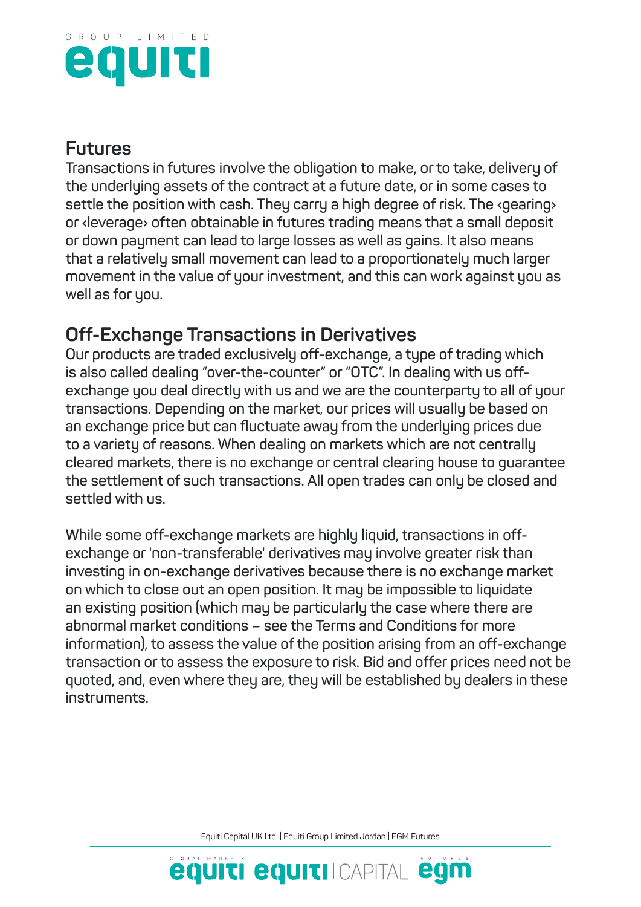## Futures

Transactions in futures involve the obligation to make, or to take, delivery of the underlying assets of the contract at a future date, or in some cases to settle the position with cash. They carry a high degree of risk. The ‹gearing› or ‹leverage› often obtainable in futures trading means that a small deposit or down payment can lead to large losses as well as gains. It also means that a relatively small movement can lead to a proportionately much larger movement in the value of your investment, and this can work against you as well as for you.

## Off-Exchange Transactions in Derivatives

Our products are traded exclusively off-exchange, a type of trading which is also called dealing "over-the-counter" or "OTC". In dealing with us off-exchange you deal directly with us and we are the counterparty to all of your transactions. Depending on the market, our prices will usually be based on an exchange price but can fluctuate away from the underlying prices due to a variety of reasons. When dealing on markets which are not centrally cleared markets, there is no exchange or central clearing house to guarantee the settlement of such transactions. All open trades can only be closed and settled with us.

While some off-exchange markets are highly liquid, transactions in off-exchange or 'non-transferable' derivatives may involve greater risk than investing in on-exchange derivatives because there is no exchange market on which to close out an open position. It may be impossible to liquidate an existing position (which may be particularly the case where there are abnormal market conditions – see the Terms and Conditions for more information), to assess the value of the position arising from an off-exchange transaction or to assess the exposure to risk. Bid and offer prices need not be quoted, and, even where they are, they will be established by dealers in these instruments.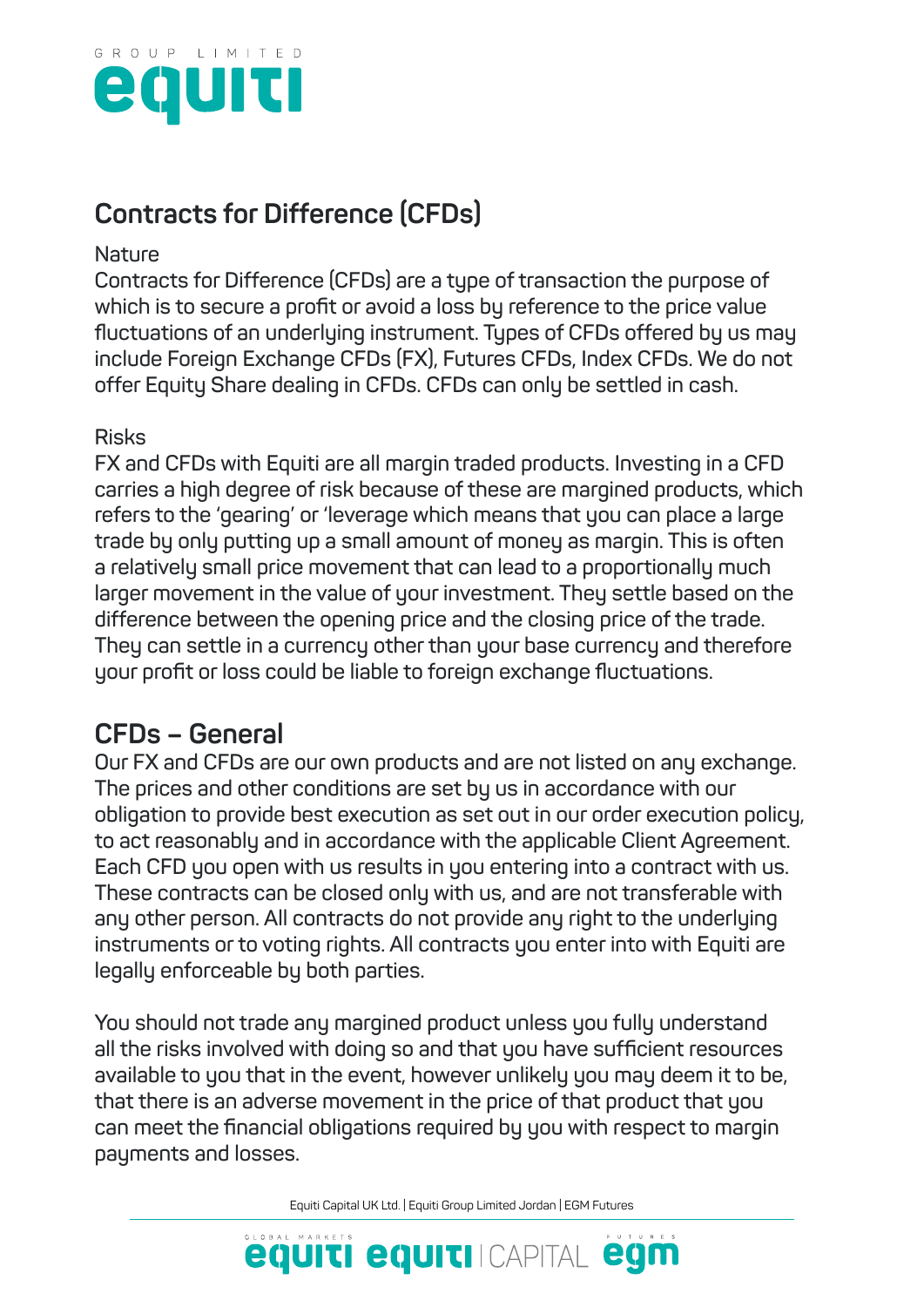## Contracts for Difference (CFDs)

Nature

Contracts for Difference (CFDs) are a type of transaction the purpose of which is to secure a profit or avoid a loss by reference to the price value fluctuations of an underlying instrument. Types of CFDs offered by us may include Foreign Exchange CFDs (FX), Futures CFDs, Index CFDs. We do not offer Equity Share dealing in CFDs. CFDs can only be settled in cash.

Risks

FX and CFDs with Equiti are all margin traded products. Investing in a CFD carries a high degree of risk because of these are margined products, which refers to the 'gearing' or 'leverage which means that you can place a large trade by only putting up a small amount of money as margin. This is often a relatively small price movement that can lead to a proportionally much larger movement in the value of your investment. They settle based on the difference between the opening price and the closing price of the trade. They can settle in a currency other than your base currency and therefore your profit or loss could be liable to foreign exchange fluctuations.

## CFDs – General

Our FX and CFDs are our own products and are not listed on any exchange. The prices and other conditions are set by us in accordance with our obligation to provide best execution as set out in our order execution policy, to act reasonably and in accordance with the applicable Client Agreement. Each CFD you open with us results in you entering into a contract with us. These contracts can be closed only with us, and are not transferable with any other person. All contracts do not provide any right to the underlying instruments or to voting rights. All contracts you enter into with Equiti are legally enforceable by both parties.

You should not trade any margined product unless you fully understand all the risks involved with doing so and that you have sufficient resources available to you that in the event, however unlikely you may deem it to be, that there is an adverse movement in the price of that product that you can meet the financial obligations required by you with respect to margin payments and losses.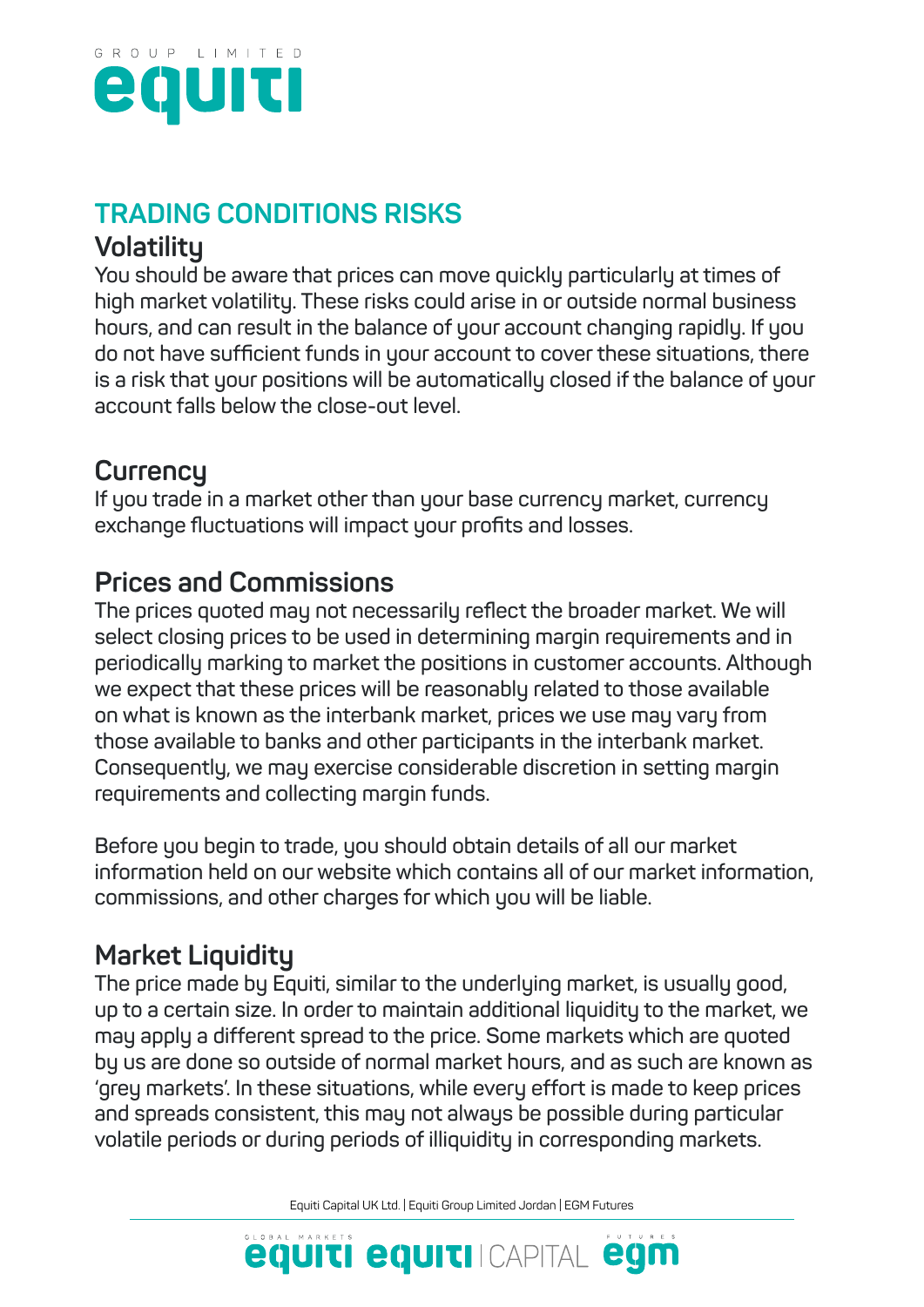## TRADING CONDITIONS RISKS

### Volatility

You should be aware that prices can move quickly particularly at times of high market volatility. These risks could arise in or outside normal business hours, and can result in the balance of your account changing rapidly. If you do not have sufficient funds in your account to cover these situations, there is a risk that your positions will be automatically closed if the balance of your account falls below the close-out level.

### Currency

If you trade in a market other than your base currency market, currency exchange fluctuations will impact your profits and losses.

### Prices and Commissions

The prices quoted may not necessarily reflect the broader market. We will select closing prices to be used in determining margin requirements and in periodically marking to market the positions in customer accounts. Although we expect that these prices will be reasonably related to those available on what is known as the interbank market, prices we use may vary from those available to banks and other participants in the interbank market. Consequently, we may exercise considerable discretion in setting margin requirements and collecting margin funds.

Before you begin to trade, you should obtain details of all our market information held on our website which contains all of our market information, commissions, and other charges for which you will be liable.

### Market Liquidity

The price made by Equiti, similar to the underlying market, is usually good, up to a certain size. In order to maintain additional liquidity to the market, we may apply a different spread to the price. Some markets which are quoted by us are done so outside of normal market hours, and as such are known as 'grey markets'. In these situations, while every effort is made to keep prices and spreads consistent, this may not always be possible during particular volatile periods or during periods of illiquidity in corresponding markets.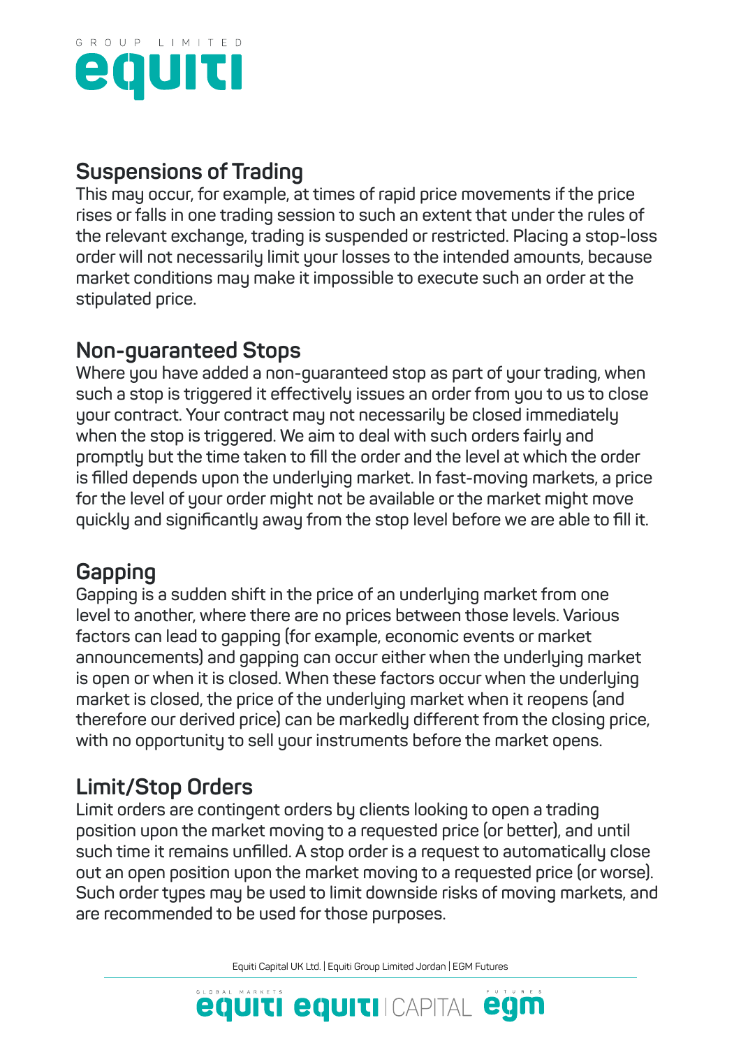## Suspensions of Trading

This may occur, for example, at times of rapid price movements if the price rises or falls in one trading session to such an extent that under the rules of the relevant exchange, trading is suspended or restricted. Placing a stop-loss order will not necessarily limit your losses to the intended amounts, because market conditions may make it impossible to execute such an order at the stipulated price.

## Non-guaranteed Stops

Where you have added a non-guaranteed stop as part of your trading, when such a stop is triggered it effectively issues an order from you to us to close your contract. Your contract may not necessarily be closed immediately when the stop is triggered. We aim to deal with such orders fairly and promptly but the time taken to fill the order and the level at which the order is filled depends upon the underlying market. In fast-moving markets, a price for the level of your order might not be available or the market might move quickly and significantly away from the stop level before we are able to fill it.

## Gapping

Gapping is a sudden shift in the price of an underlying market from one level to another, where there are no prices between those levels. Various factors can lead to gapping (for example, economic events or market announcements) and gapping can occur either when the underlying market is open or when it is closed. When these factors occur when the underlying market is closed, the price of the underlying market when it reopens (and therefore our derived price) can be markedly different from the closing price, with no opportunity to sell your instruments before the market opens.

## Limit/Stop Orders

Limit orders are contingent orders by clients looking to open a trading position upon the market moving to a requested price (or better), and until such time it remains unfilled. A stop order is a request to automatically close out an open position upon the market moving to a requested price (or worse). Such order types may be used to limit downside risks of moving markets, and are recommended to be used for those purposes.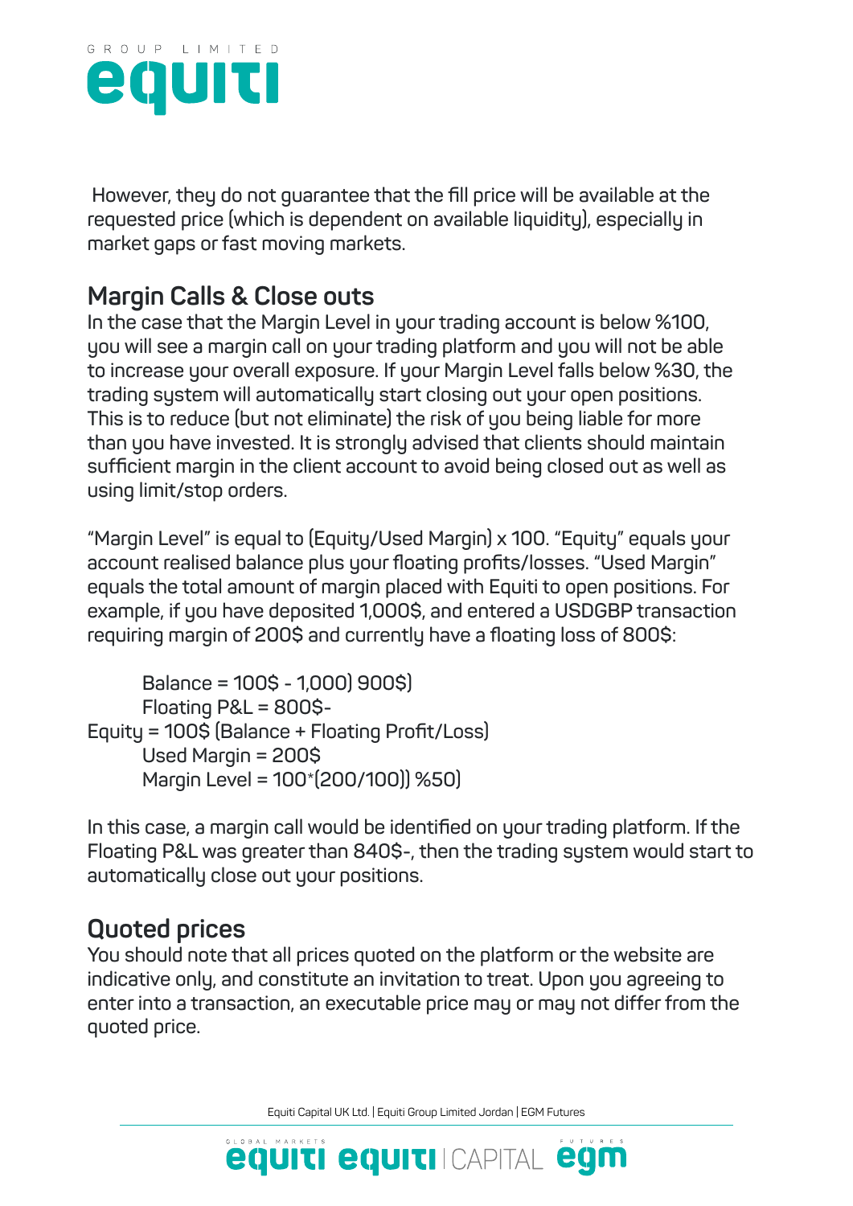However, they do not guarantee that the fill price will be available at the requested price (which is dependent on available liquidity), especially in market gaps or fast moving markets.

## Margin Calls & Close outs

In the case that the Margin Level in your trading account is below %100, you will see a margin call on your trading platform and you will not be able to increase your overall exposure. If your Margin Level falls below %30, the trading system will automatically start closing out your open positions. This is to reduce (but not eliminate) the risk of you being liable for more than you have invested. It is strongly advised that clients should maintain sufficient margin in the client account to avoid being closed out as well as using limit/stop orders.

"Margin Level" is equal to (Equity/Used Margin) x 100. "Equity" equals your account realised balance plus your floating profits/losses. "Used Margin" equals the total amount of margin placed with Equiti to open positions. For example, if you have deposited 1,000$, and entered a USDGBP transaction requiring margin of 200$ and currently have a floating loss of 800$:

Balance = 100$ - 1,000) 900$)
Floating P&L = 800$-
Equity = 100$ (Balance + Floating Profit/Loss)
Used Margin = 200$
Margin Level = 100*(200/100)) %50)

In this case, a margin call would be identified on your trading platform. If the Floating P&L was greater than 840$-, then the trading system would start to automatically close out your positions.

## Quoted prices

You should note that all prices quoted on the platform or the website are indicative only, and constitute an invitation to treat. Upon you agreeing to enter into a transaction, an executable price may or may not differ from the quoted price.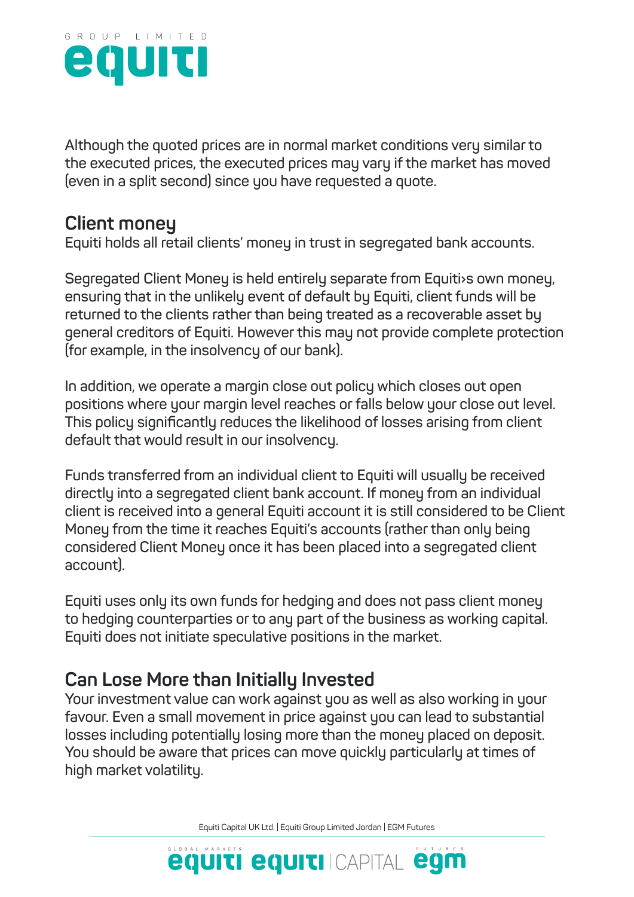Although the quoted prices are in normal market conditions very similar to the executed prices, the executed prices may vary if the market has moved (even in a split second) since you have requested a quote.

## Client money

Equiti holds all retail clients' money in trust in segregated bank accounts.

Segregated Client Money is held entirely separate from Equiti›s own money, ensuring that in the unlikely event of default by Equiti, client funds will be returned to the clients rather than being treated as a recoverable asset by general creditors of Equiti. However this may not provide complete protection (for example, in the insolvency of our bank).

In addition, we operate a margin close out policy which closes out open positions where your margin level reaches or falls below your close out level. This policy significantly reduces the likelihood of losses arising from client default that would result in our insolvency.

Funds transferred from an individual client to Equiti will usually be received directly into a segregated client bank account. If money from an individual client is received into a general Equiti account it is still considered to be Client Money from the time it reaches Equiti's accounts (rather than only being considered Client Money once it has been placed into a segregated client account).

Equiti uses only its own funds for hedging and does not pass client money to hedging counterparties or to any part of the business as working capital. Equiti does not initiate speculative positions in the market.

## Can Lose More than Initially Invested

Your investment value can work against you as well as also working in your favour. Even a small movement in price against you can lead to substantial losses including potentially losing more than the money placed on deposit. You should be aware that prices can move quickly particularly at times of high market volatility.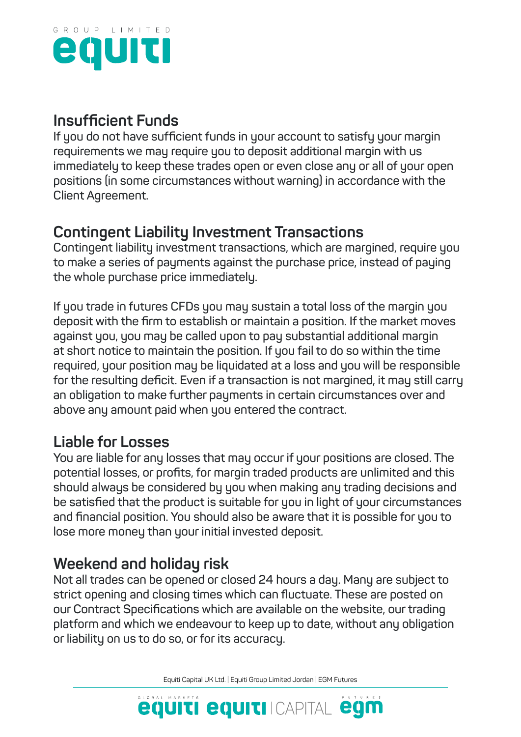## Insufficient Funds

If you do not have sufficient funds in your account to satisfy your margin requirements we may require you to deposit additional margin with us immediately to keep these trades open or even close any or all of your open positions (in some circumstances without warning) in accordance with the Client Agreement.

## Contingent Liability Investment Transactions

Contingent liability investment transactions, which are margined, require you to make a series of payments against the purchase price, instead of paying the whole purchase price immediately.

If you trade in futures CFDs you may sustain a total loss of the margin you deposit with the firm to establish or maintain a position. If the market moves against you, you may be called upon to pay substantial additional margin at short notice to maintain the position. If you fail to do so within the time required, your position may be liquidated at a loss and you will be responsible for the resulting deficit. Even if a transaction is not margined, it may still carry an obligation to make further payments in certain circumstances over and above any amount paid when you entered the contract.

## Liable for Losses

You are liable for any losses that may occur if your positions are closed. The potential losses, or profits, for margin traded products are unlimited and this should always be considered by you when making any trading decisions and be satisfied that the product is suitable for you in light of your circumstances and financial position. You should also be aware that it is possible for you to lose more money than your initial invested deposit.

## Weekend and holiday risk

Not all trades can be opened or closed 24 hours a day. Many are subject to strict opening and closing times which can fluctuate. These are posted on our Contract Specifications which are available on the website, our trading platform and which we endeavour to keep up to date, without any obligation or liability on us to do so, or for its accuracy.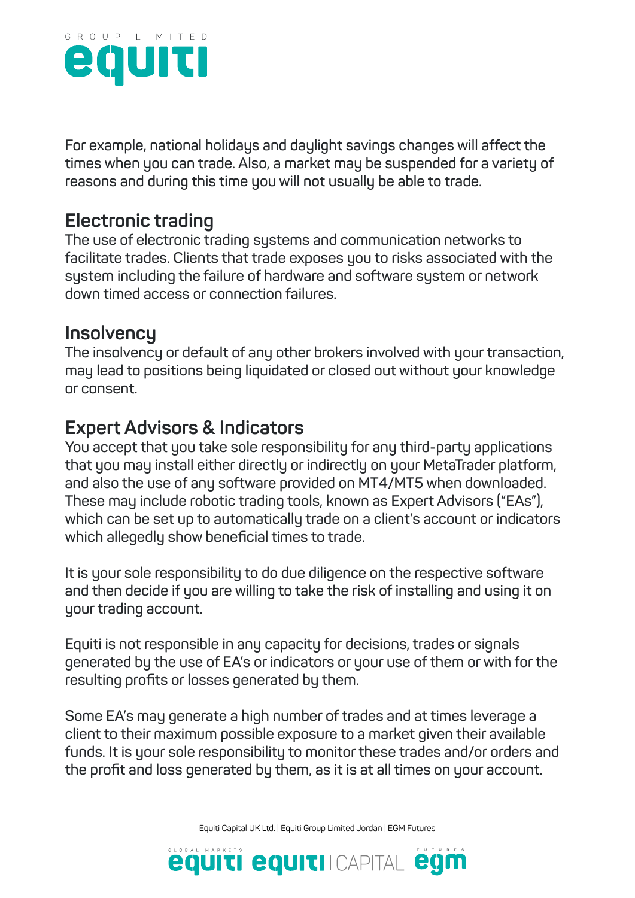For example, national holidays and daylight savings changes will affect the times when you can trade. Also, a market may be suspended for a variety of reasons and during this time you will not usually be able to trade.

## Electronic trading

The use of electronic trading systems and communication networks to facilitate trades. Clients that trade exposes you to risks associated with the system including the failure of hardware and software system or network down timed access or connection failures.

## Insolvency

The insolvency or default of any other brokers involved with your transaction, may lead to positions being liquidated or closed out without your knowledge or consent.

## Expert Advisors & Indicators

You accept that you take sole responsibility for any third-party applications that you may install either directly or indirectly on your MetaTrader platform, and also the use of any software provided on MT4/MT5 when downloaded. These may include robotic trading tools, known as Expert Advisors ("EAs"), which can be set up to automatically trade on a client's account or indicators which allegedly show beneficial times to trade.

It is your sole responsibility to do due diligence on the respective software and then decide if you are willing to take the risk of installing and using it on your trading account.

Equiti is not responsible in any capacity for decisions, trades or signals generated by the use of EA's or indicators or your use of them or with for the resulting profits or losses generated by them.

Some EA's may generate a high number of trades and at times leverage a client to their maximum possible exposure to a market given their available funds. It is your sole responsibility to monitor these trades and/or orders and the profit and loss generated by them, as it is at all times on your account.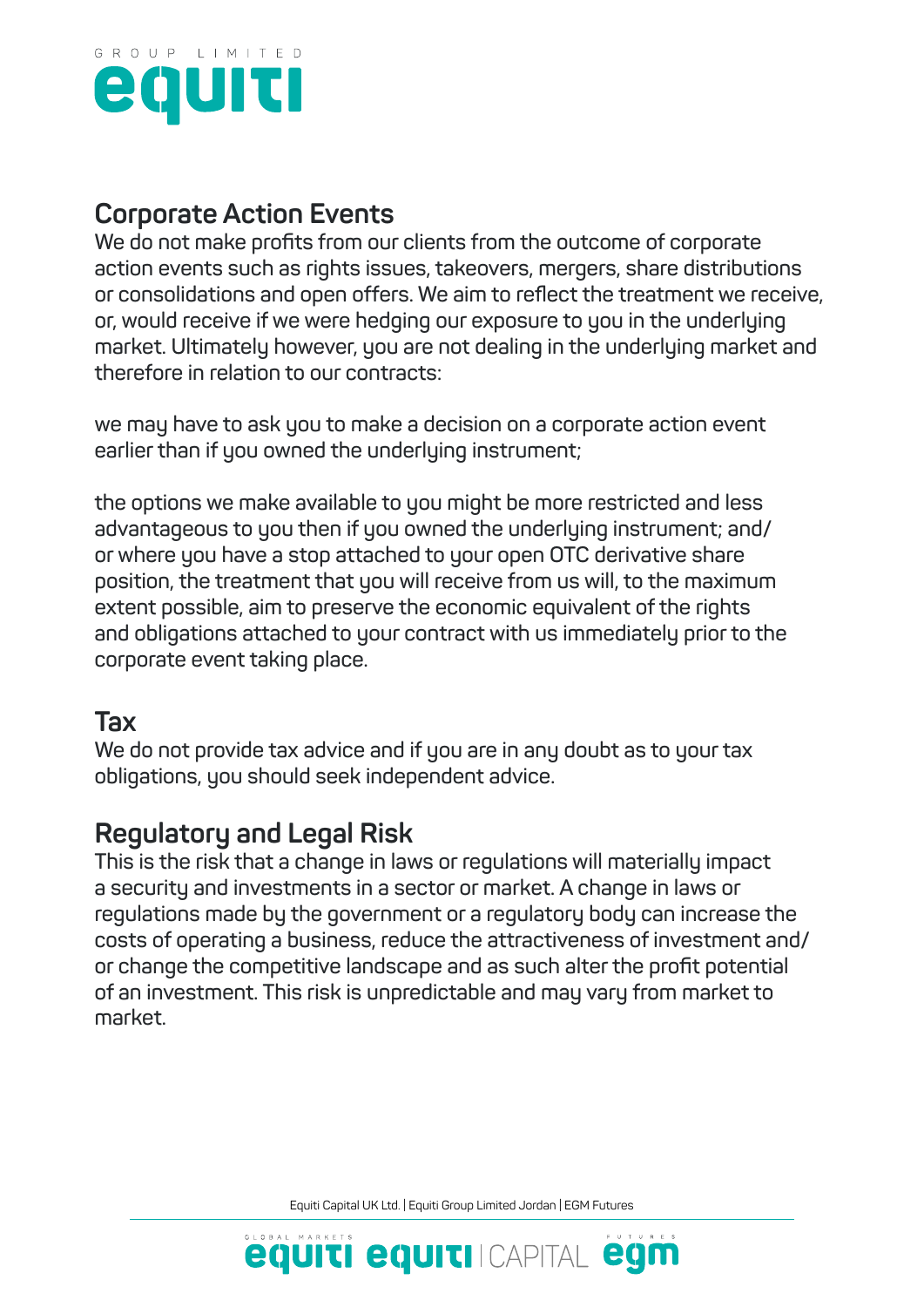## Corporate Action Events

We do not make profits from our clients from the outcome of corporate action events such as rights issues, takeovers, mergers, share distributions or consolidations and open offers. We aim to reflect the treatment we receive, or, would receive if we were hedging our exposure to you in the underlying market. Ultimately however, you are not dealing in the underlying market and therefore in relation to our contracts:

we may have to ask you to make a decision on a corporate action event earlier than if you owned the underlying instrument;

the options we make available to you might be more restricted and less advantageous to you then if you owned the underlying instrument; and/or where you have a stop attached to your open OTC derivative share position, the treatment that you will receive from us will, to the maximum extent possible, aim to preserve the economic equivalent of the rights and obligations attached to your contract with us immediately prior to the corporate event taking place.

## Tax

We do not provide tax advice and if you are in any doubt as to your tax obligations, you should seek independent advice.

## Regulatory and Legal Risk

This is the risk that a change in laws or regulations will materially impact a security and investments in a sector or market. A change in laws or regulations made by the government or a regulatory body can increase the costs of operating a business, reduce the attractiveness of investment and/or change the competitive landscape and as such alter the profit potential of an investment. This risk is unpredictable and may vary from market to market.